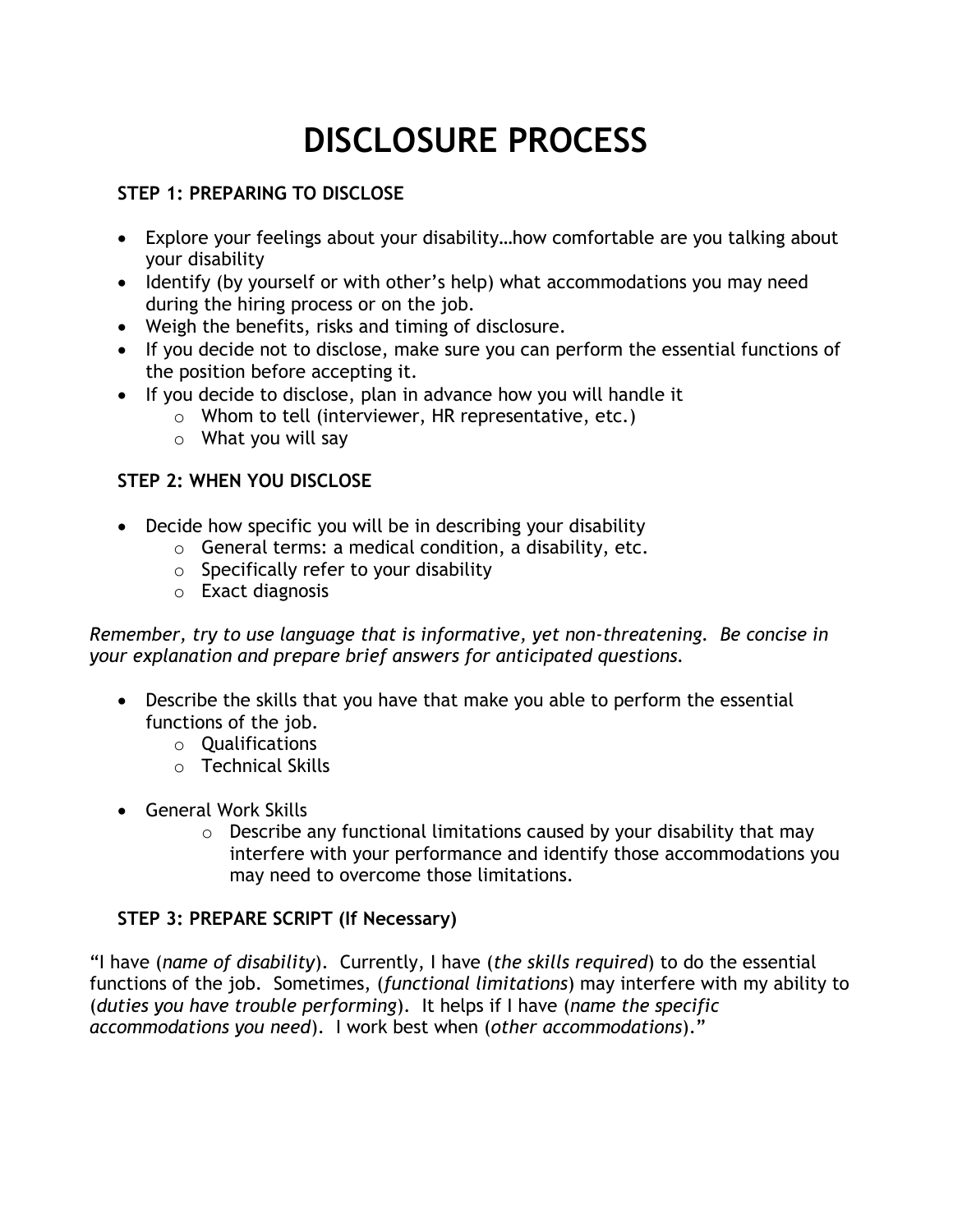# DISCLOSURE PROCESS

**STEP 1: PREPARING TO DISCLOSE**

- Explore your feelings about your disability…how comfortable are you talking about your disability
- Identify (by yourself or with other's help) what accommodations you may need during the hiring process or on the job.
- Weigh the benefits, risks and timing of disclosure.
- If you decide not to disclose, make sure you can perform the essential functions of the position before accepting it.
- If you decide to disclose, plan in advance how you will handle it
  - Whom to tell (interviewer, HR representative, etc.)
  - What you will say

**STEP 2: WHEN YOU DISCLOSE**

- Decide how specific you will be in describing your disability
  - General terms: a medical condition, a disability, etc.
  - Specifically refer to your disability
  - Exact diagnosis

*Remember, try to use language that is informative, yet non-threatening. Be concise in your explanation and prepare brief answers for anticipated questions.*

- Describe the skills that you have that make you able to perform the essential functions of the job.
  - Qualifications
  - Technical Skills

- General Work Skills
  - Describe any functional limitations caused by your disability that may interfere with your performance and identify those accommodations you may need to overcome those limitations.

**STEP 3: PREPARE SCRIPT (If Necessary)**

"I have (*name of disability*). Currently, I have (*the skills required*) to do the essential functions of the job. Sometimes, (*functional limitations*) may interfere with my ability to (*duties you have trouble performing*). It helps if I have (*name the specific accommodations you need*). I work best when (*other accommodations*)."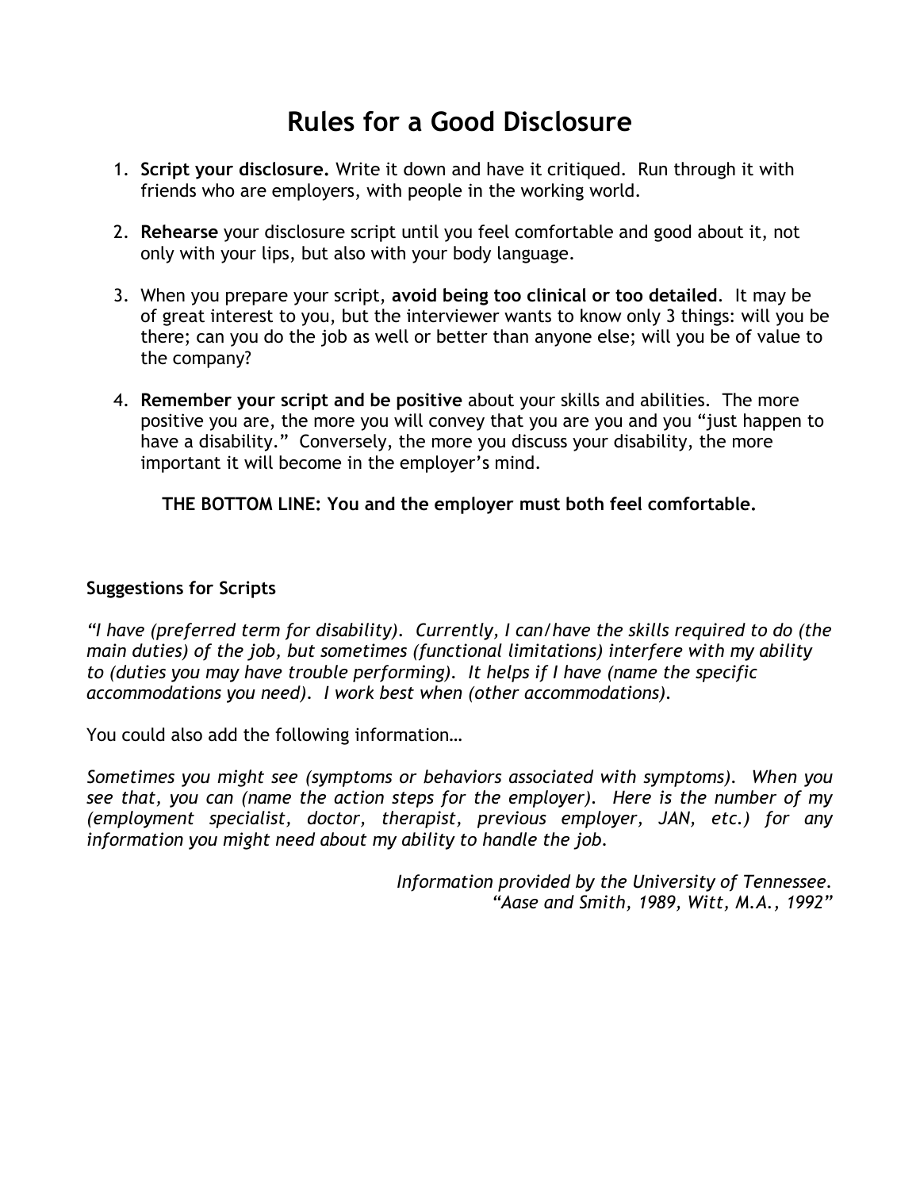# Rules for a Good Disclosure

1. **Script your disclosure.** Write it down and have it critiqued. Run through it with friends who are employers, with people in the working world.

2. **Rehearse** your disclosure script until you feel comfortable and good about it, not only with your lips, but also with your body language.

3. When you prepare your script, **avoid being too clinical or too detailed**. It may be of great interest to you, but the interviewer wants to know only 3 things: will you be there; can you do the job as well or better than anyone else; will you be of value to the company?

4. **Remember your script and be positive** about your skills and abilities. The more positive you are, the more you will convey that you are you and you "just happen to have a disability." Conversely, the more you discuss your disability, the more important it will become in the employer's mind.

**THE BOTTOM LINE: You and the employer must both feel comfortable.**

**Suggestions for Scripts**

*"I have (preferred term for disability). Currently, I can/have the skills required to do (the main duties) of the job, but sometimes (functional limitations) interfere with my ability to (duties you may have trouble performing). It helps if I have (name the specific accommodations you need). I work best when (other accommodations).*

You could also add the following information…

*Sometimes you might see (symptoms or behaviors associated with symptoms). When you see that, you can (name the action steps for the employer). Here is the number of my (employment specialist, doctor, therapist, previous employer, JAN, etc.) for any information you might need about my ability to handle the job.*

*Information provided by the University of Tennessee.*
*"Aase and Smith, 1989, Witt, M.A., 1992"*